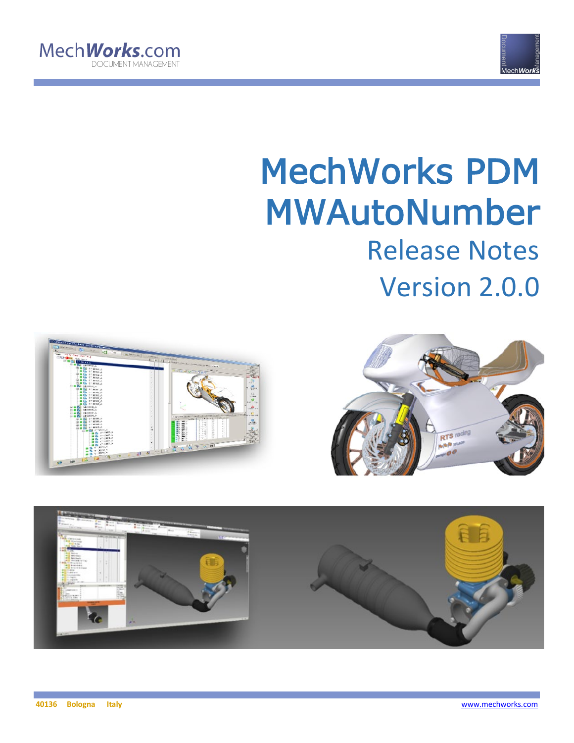MechWorks.com
DOCUMENT MANAGEMENT

# MechWorks PDM
# MWAutoNumber

## Release Notes

## Version 2.0.0

40136 Bologna Italy

www.mechworks.com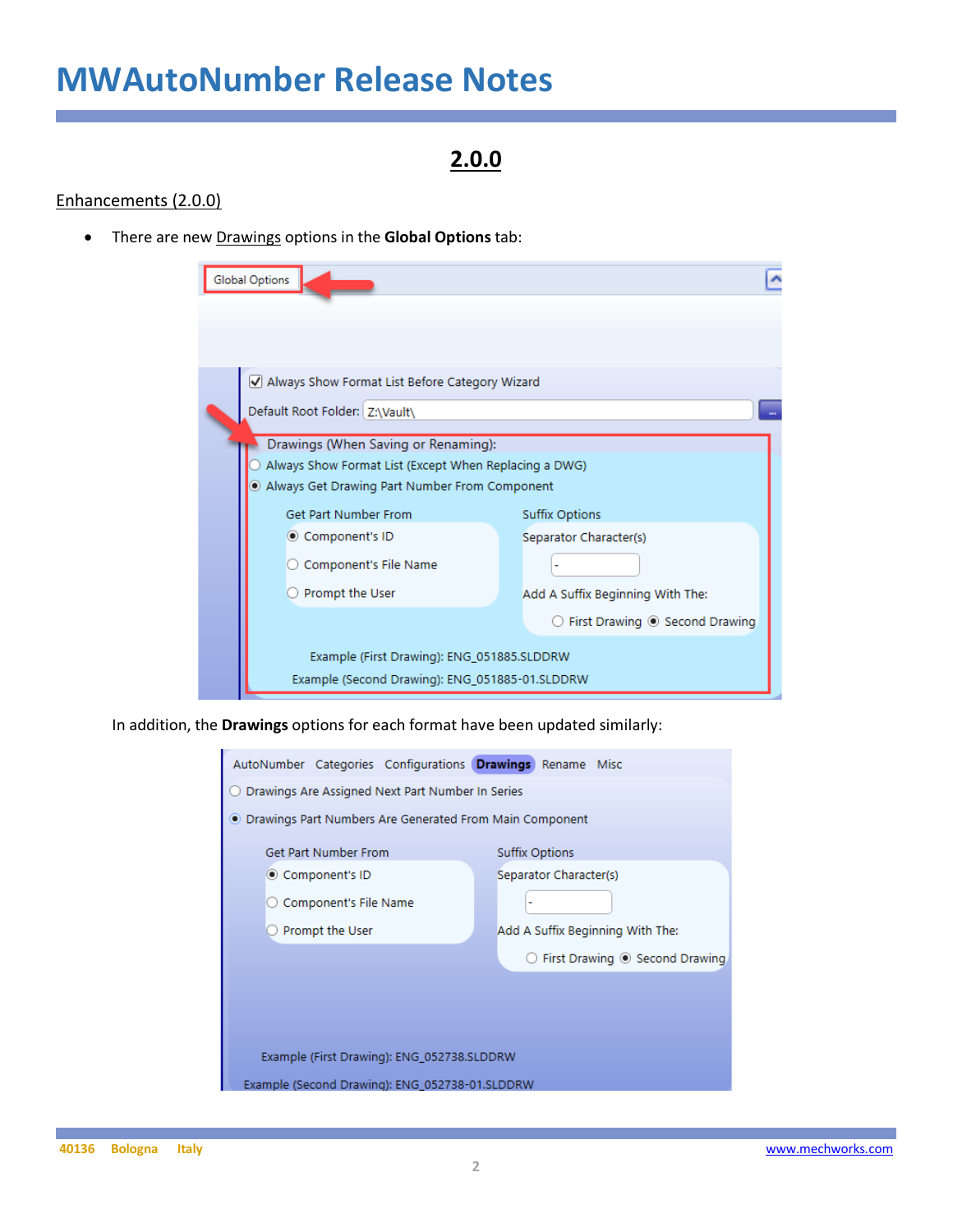# MWAutoNumber Release Notes

## 2.0.0

### Enhancements (2.0.0)

- There are new Drawings options in the **Global Options** tab:

In addition, the **Drawings** options for each format have been updated similarly: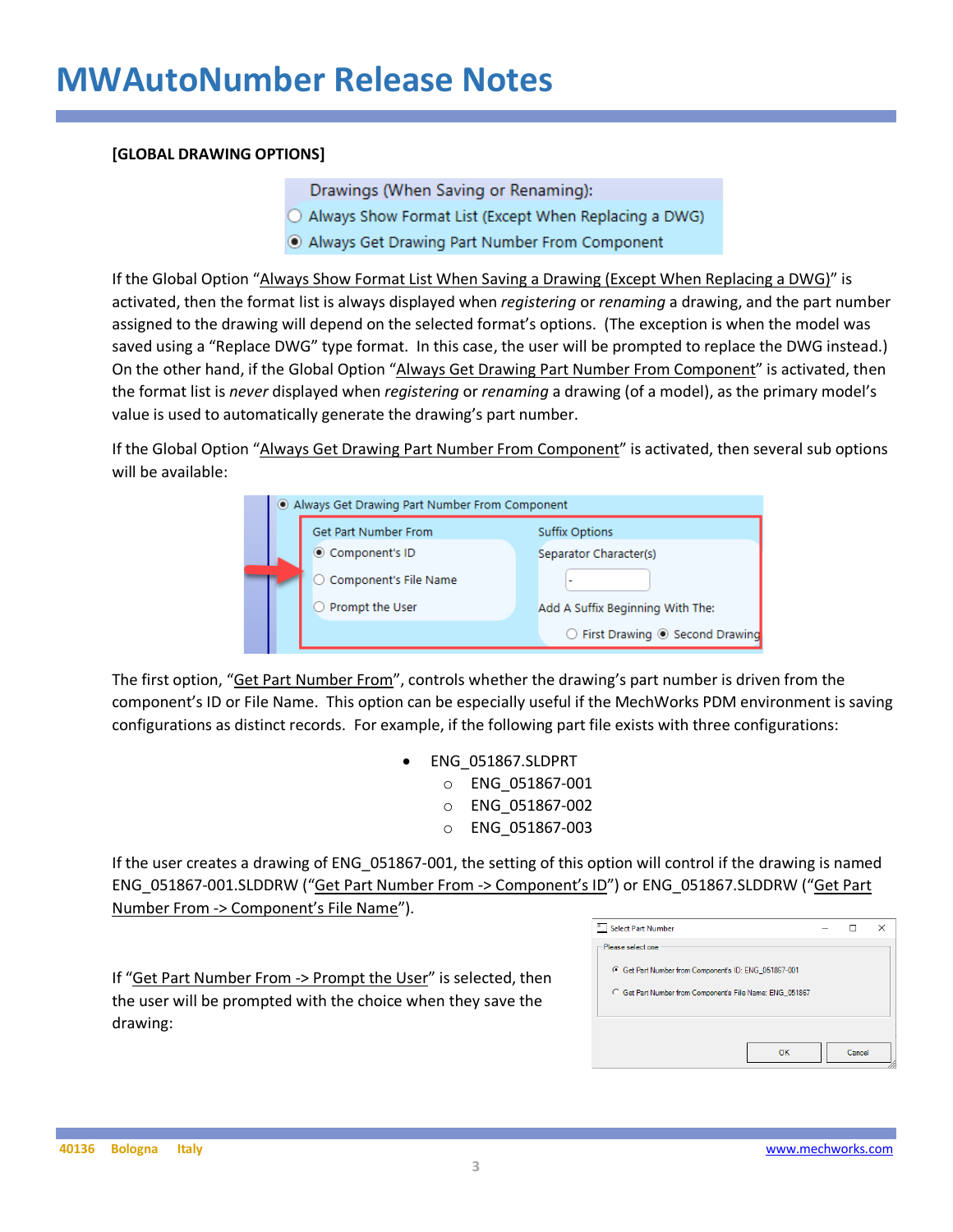[GLOBAL DRAWING OPTIONS]

If the Global Option "Always Show Format List When Saving a Drawing (Except When Replacing a DWG)" is activated, then the format list is always displayed when *registering* or *renaming* a drawing, and the part number assigned to the drawing will depend on the selected format's options. (The exception is when the model was saved using a "Replace DWG" type format. In this case, the user will be prompted to replace the DWG instead.) On the other hand, if the Global Option "Always Get Drawing Part Number From Component" is activated, then the format list is *never* displayed when *registering* or *renaming* a drawing (of a model), as the primary model's value is used to automatically generate the drawing's part number.

If the Global Option "Always Get Drawing Part Number From Component" is activated, then several sub options will be available:

The first option, "Get Part Number From", controls whether the drawing's part number is driven from the component's ID or File Name. This option can be especially useful if the MechWorks PDM environment is saving configurations as distinct records. For example, if the following part file exists with three configurations:

- ENG_051867.SLDPRT
  - ENG_051867-001
  - ENG_051867-002
  - ENG_051867-003

If the user creates a drawing of ENG_051867-001, the setting of this option will control if the drawing is named ENG_051867-001.SLDDRW ("Get Part Number From -> Component's ID") or ENG_051867.SLDDRW ("Get Part Number From -> Component's File Name").

If "Get Part Number From -> Prompt the User" is selected, then the user will be prompted with the choice when they save the drawing: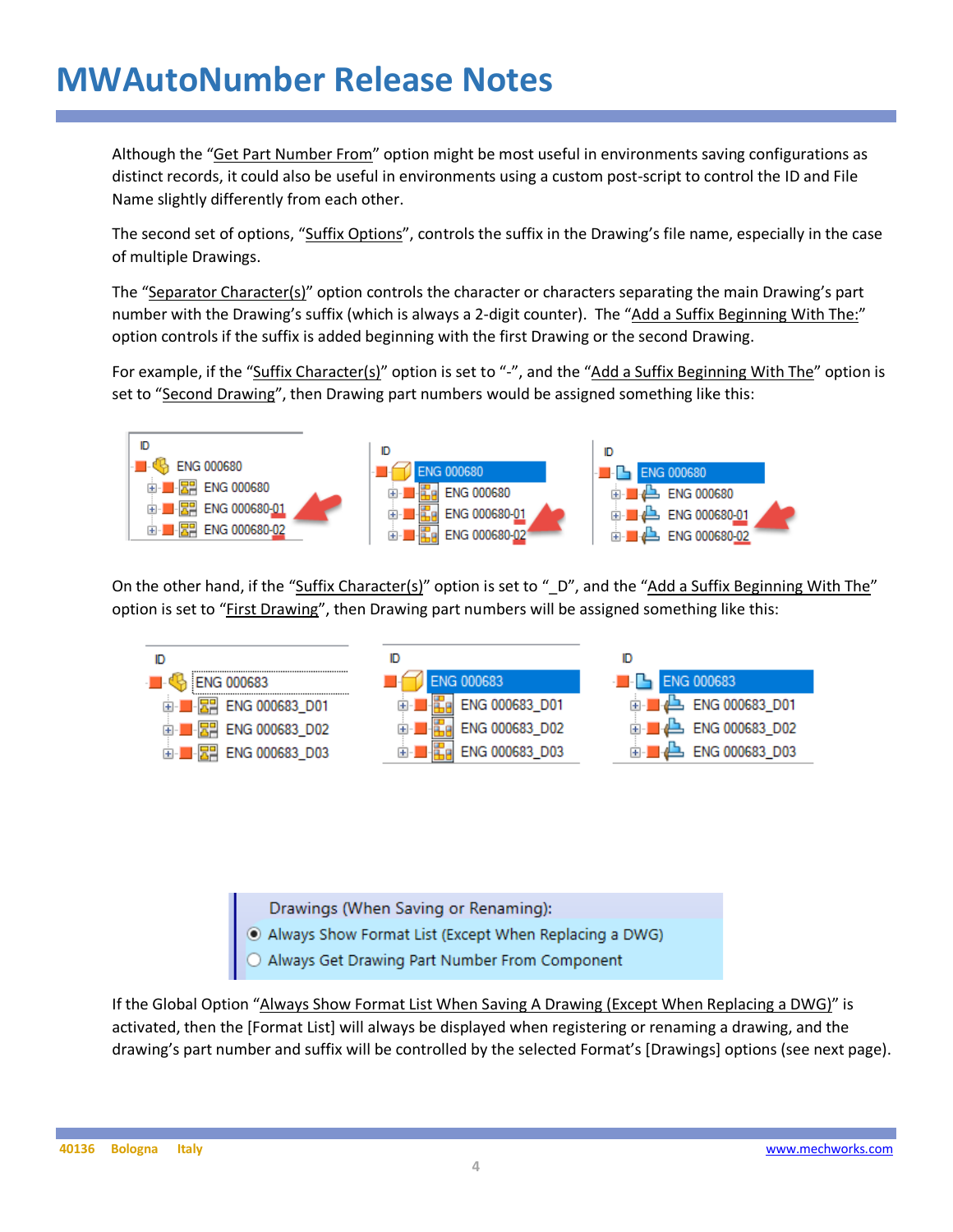# MWAutoNumber Release Notes

Although the "Get Part Number From" option might be most useful in environments saving configurations as distinct records, it could also be useful in environments using a custom post-script to control the ID and File Name slightly differently from each other.

The second set of options, "Suffix Options", controls the suffix in the Drawing's file name, especially in the case of multiple Drawings.

The "Separator Character(s)" option controls the character or characters separating the main Drawing's part number with the Drawing's suffix (which is always a 2-digit counter). The "Add a Suffix Beginning With The:" option controls if the suffix is added beginning with the first Drawing or the second Drawing.

For example, if the "Suffix Character(s)" option is set to "-", and the "Add a Suffix Beginning With The" option is set to "Second Drawing", then Drawing part numbers would be assigned something like this:

On the other hand, if the "Suffix Character(s)" option is set to "_D", and the "Add a Suffix Beginning With The" option is set to "First Drawing", then Drawing part numbers will be assigned something like this:

If the Global Option "Always Show Format List When Saving A Drawing (Except When Replacing a DWG)" is activated, then the [Format List] will always be displayed when registering or renaming a drawing, and the drawing's part number and suffix will be controlled by the selected Format's [Drawings] options (see next page).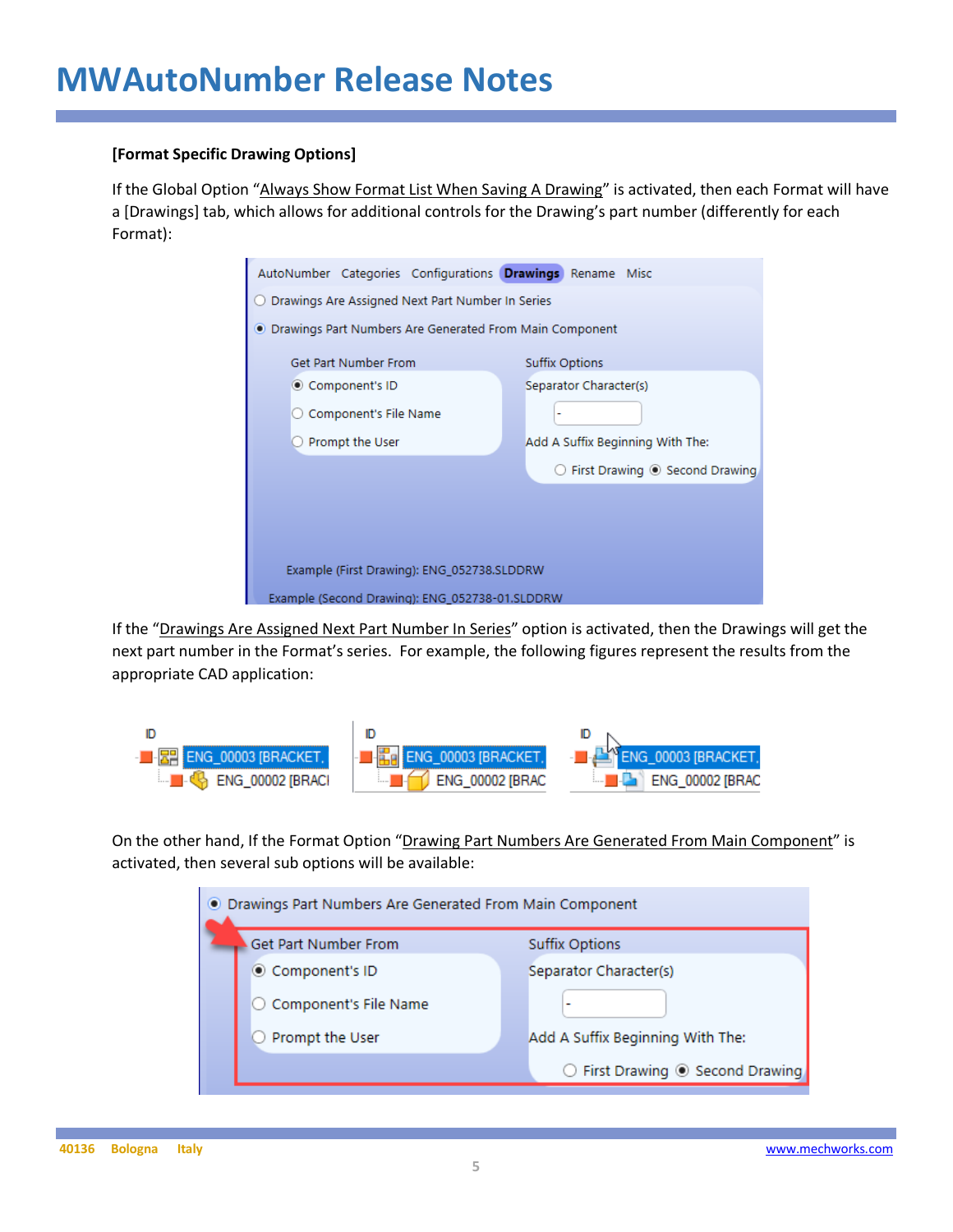**[Format Specific Drawing Options]**

If the Global Option "Always Show Format List When Saving A Drawing" is activated, then each Format will have a [Drawings] tab, which allows for additional controls for the Drawing's part number (differently for each Format):

If the "Drawings Are Assigned Next Part Number In Series" option is activated, then the Drawings will get the next part number in the Format's series. For example, the following figures represent the results from the appropriate CAD application:

On the other hand, If the Format Option "Drawing Part Numbers Are Generated From Main Component" is activated, then several sub options will be available: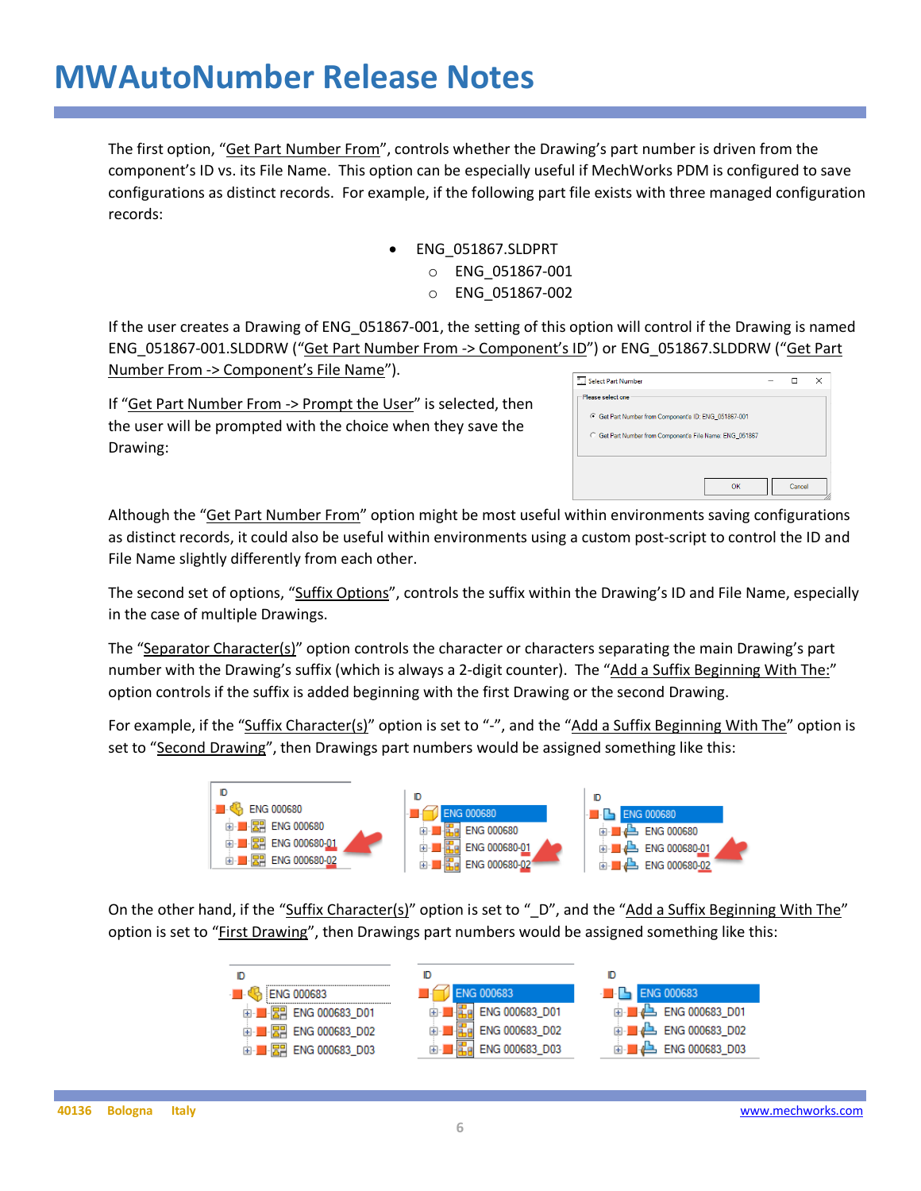The first option, "Get Part Number From", controls whether the Drawing's part number is driven from the component's ID vs. its File Name. This option can be especially useful if MechWorks PDM is configured to save configurations as distinct records. For example, if the following part file exists with three managed configuration records:

- ENG_051867.SLDPRT
  - ENG_051867-001
  - ENG_051867-002

If the user creates a Drawing of ENG_051867-001, the setting of this option will control if the Drawing is named ENG_051867-001.SLDDRW ("Get Part Number From -> Component's ID") or ENG_051867.SLDDRW ("Get Part Number From -> Component's File Name").

If "Get Part Number From -> Prompt the User" is selected, then the user will be prompted with the choice when they save the Drawing:

Although the "Get Part Number From" option might be most useful within environments saving configurations as distinct records, it could also be useful within environments using a custom post-script to control the ID and File Name slightly differently from each other.

The second set of options, "Suffix Options", controls the suffix within the Drawing's ID and File Name, especially in the case of multiple Drawings.

The "Separator Character(s)" option controls the character or characters separating the main Drawing's part number with the Drawing's suffix (which is always a 2-digit counter). The "Add a Suffix Beginning With The:" option controls if the suffix is added beginning with the first Drawing or the second Drawing.

For example, if the "Suffix Character(s)" option is set to "-", and the "Add a Suffix Beginning With The" option is set to "Second Drawing", then Drawings part numbers would be assigned something like this:

On the other hand, if the "Suffix Character(s)" option is set to "_D", and the "Add a Suffix Beginning With The" option is set to "First Drawing", then Drawings part numbers would be assigned something like this: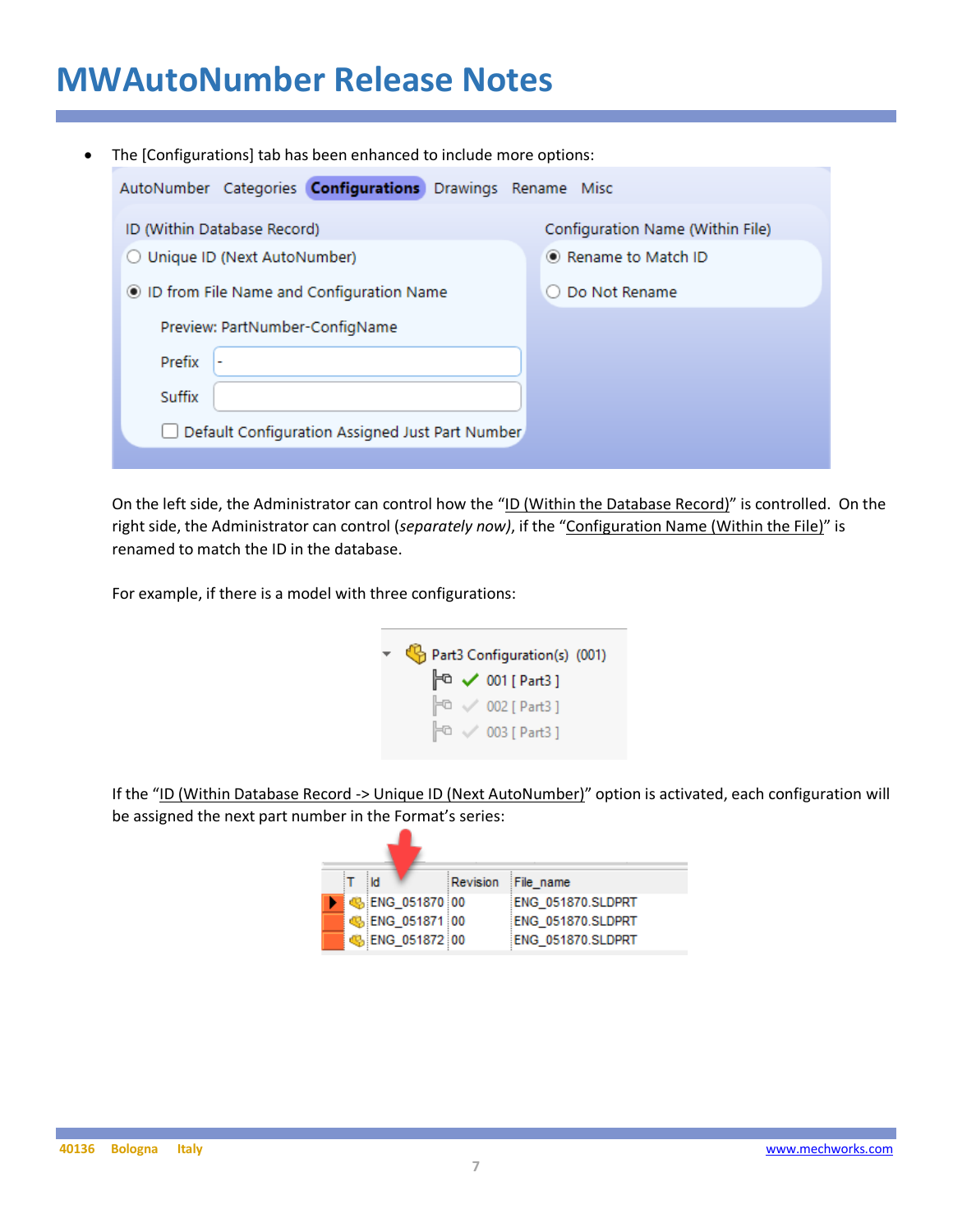- The [Configurations] tab has been enhanced to include more options:

AutoNumber Categories **Configurations** Drawings Rename Misc

ID (Within Database Record)
- ○ Unique ID (Next AutoNumber)
- ◉ ID from File Name and Configuration Name

Preview: PartNumber-ConfigName

Prefix -

Suffix

☐ Default Configuration Assigned Just Part Number

Configuration Name (Within File)
- ◉ Rename to Match ID
- ○ Do Not Rename

On the left side, the Administrator can control how the "ID (Within the Database Record)" is controlled. On the right side, the Administrator can control (*separately now)*, if the "Configuration Name (Within the File)" is renamed to match the ID in the database.

For example, if there is a model with three configurations:

Part3 Configuration(s) (001)
- 001 [ Part3 ]
- 002 [ Part3 ]
- 003 [ Part3 ]

If the "ID (Within Database Record -> Unique ID (Next AutoNumber)" option is activated, each configuration will be assigned the next part number in the Format's series:

| T | Id | Revision | File_name |
|---|---|---|---|
| | ENG_051870 | 00 | ENG_051870.SLDPRT |
| | ENG_051871 | 00 | ENG_051870.SLDPRT |
| | ENG_051872 | 00 | ENG_051870.SLDPRT |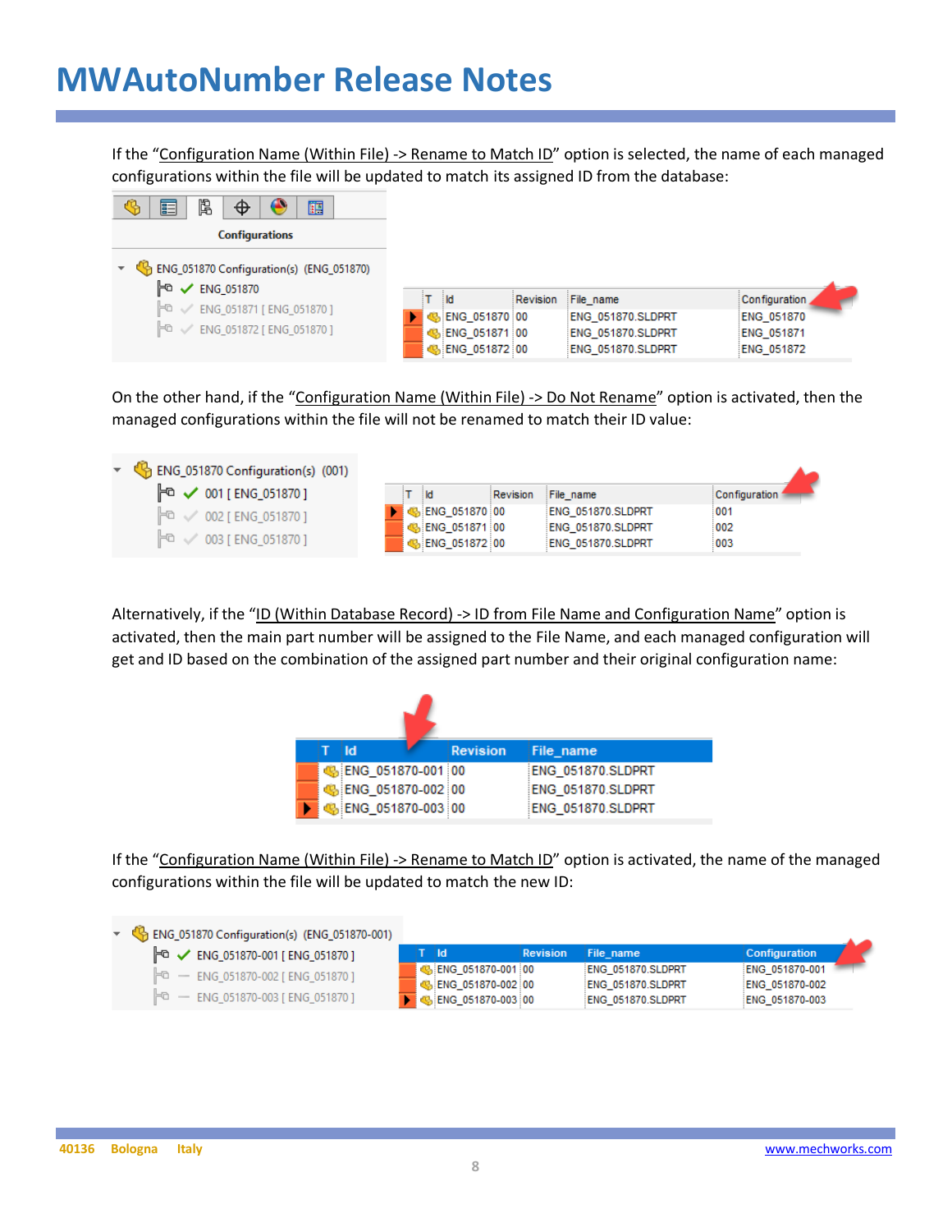# MWAutoNumber Release Notes

If the "Configuration Name (Within File) -> Rename to Match ID" option is selected, the name of each managed configurations within the file will be updated to match its assigned ID from the database:

Configurations

- ENG_051870 Configuration(s) (ENG_051870)
  - ENG_051870
  - ENG_051871 [ ENG_051870 ]
  - ENG_051872 [ ENG_051870 ]

| T | Id | Revision | File_name | Configuration |
|---|---|---|---|---|
| | ENG_051870 | 00 | ENG_051870.SLDPRT | ENG_051870 |
| | ENG_051871 | 00 | ENG_051870.SLDPRT | ENG_051871 |
| | ENG_051872 | 00 | ENG_051870.SLDPRT | ENG_051872 |

On the other hand, if the "Configuration Name (Within File) -> Do Not Rename" option is activated, then the managed configurations within the file will not be renamed to match their ID value:

- ENG_051870 Configuration(s) (001)
  - 001 [ ENG_051870 ]
  - 002 [ ENG_051870 ]
  - 003 [ ENG_051870 ]

| T | Id | Revision | File_name | Configuration |
|---|---|---|---|---|
| | ENG_051870 | 00 | ENG_051870.SLDPRT | 001 |
| | ENG_051871 | 00 | ENG_051870.SLDPRT | 002 |
| | ENG_051872 | 00 | ENG_051870.SLDPRT | 003 |

Alternatively, if the "ID (Within Database Record) -> ID from File Name and Configuration Name" option is activated, then the main part number will be assigned to the File Name, and each managed configuration will get and ID based on the combination of the assigned part number and their original configuration name:

| T | Id | Revision | File_name |
|---|---|---|---|
| | ENG_051870-001 | 00 | ENG_051870.SLDPRT |
| | ENG_051870-002 | 00 | ENG_051870.SLDPRT |
| | ENG_051870-003 | 00 | ENG_051870.SLDPRT |

If the "Configuration Name (Within File) -> Rename to Match ID" option is activated, the name of the managed configurations within the file will be updated to match the new ID:

- ENG_051870 Configuration(s) (ENG_051870-001)
  - ENG_051870-001 [ ENG_051870 ]
  - ENG_051870-002 [ ENG_051870 ]
  - ENG_051870-003 [ ENG_051870 ]

| T | Id | Revision | File_name | Configuration |
|---|---|---|---|---|
| | ENG_051870-001 | 00 | ENG_051870.SLDPRT | ENG_051870-001 |
| | ENG_051870-002 | 00 | ENG_051870.SLDPRT | ENG_051870-002 |
| | ENG_051870-003 | 00 | ENG_051870.SLDPRT | ENG_051870-003 |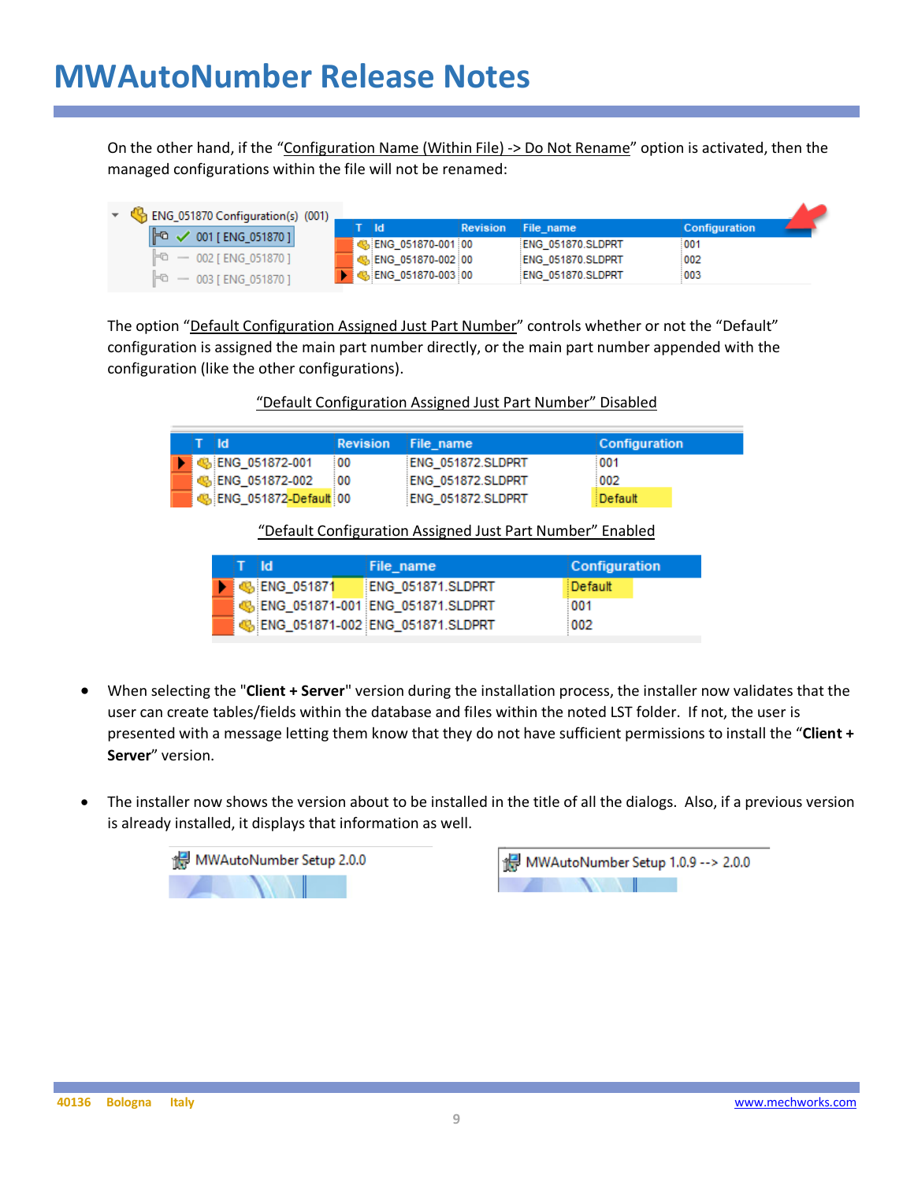# MWAutoNumber Release Notes

On the other hand, if the "Configuration Name (Within File) -> Do Not Rename" option is activated, then the managed configurations within the file will not be renamed:

| T | Id | Revision | File_name | Configuration |
|---|---|---|---|---|
| | ENG_051870-001 | 00 | ENG_051870.SLDPRT | 001 |
| | ENG_051870-002 | 00 | ENG_051870.SLDPRT | 002 |
| | ENG_051870-003 | 00 | ENG_051870.SLDPRT | 003 |

The option "Default Configuration Assigned Just Part Number" controls whether or not the "Default" configuration is assigned the main part number directly, or the main part number appended with the configuration (like the other configurations).

"Default Configuration Assigned Just Part Number" Disabled

| T | Id | Revision | File_name | Configuration |
|---|---|---|---|---|
| | ENG_051872-001 | 00 | ENG_051872.SLDPRT | 001 |
| | ENG_051872-002 | 00 | ENG_051872.SLDPRT | 002 |
| | ENG_051872-Default | 00 | ENG_051872.SLDPRT | Default |

"Default Configuration Assigned Just Part Number" Enabled

| T | Id | File_name | Configuration |
|---|---|---|---|
| | ENG_051871 | ENG_051871.SLDPRT | Default |
| | ENG_051871-001 | ENG_051871.SLDPRT | 001 |
| | ENG_051871-002 | ENG_051871.SLDPRT | 002 |

- When selecting the "**Client + Server**" version during the installation process, the installer now validates that the user can create tables/fields within the database and files within the noted LST folder. If not, the user is presented with a message letting them know that they do not have sufficient permissions to install the "**Client + Server**" version.

- The installer now shows the version about to be installed in the title of all the dialogs. Also, if a previous version is already installed, it displays that information as well.

MWAutoNumber Setup 2.0.0

MWAutoNumber Setup 1.0.9 --> 2.0.0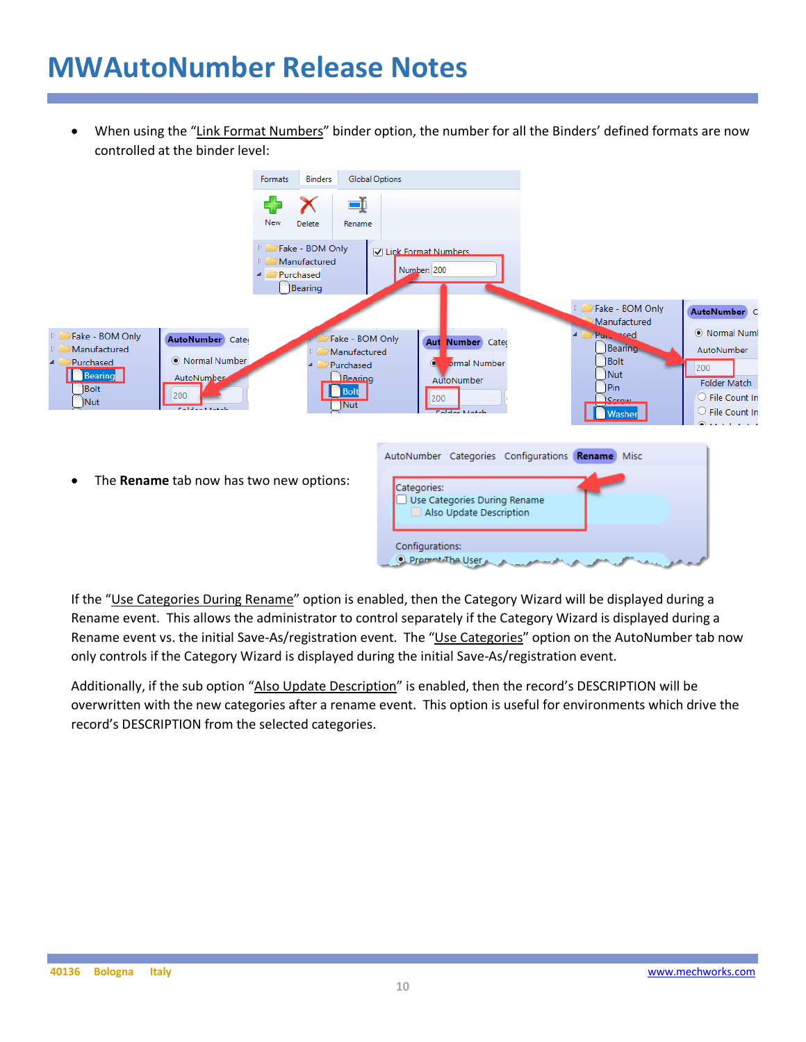# MWAutoNumber Release Notes

- When using the “Link Format Numbers” binder option, the number for all the Binders’ defined formats are now controlled at the binder level:

- The **Rename** tab now has two new options:

If the “Use Categories During Rename” option is enabled, then the Category Wizard will be displayed during a Rename event. This allows the administrator to control separately if the Category Wizard is displayed during a Rename event vs. the initial Save-As/registration event. The “Use Categories” option on the AutoNumber tab now only controls if the Category Wizard is displayed during the initial Save-As/registration event.

Additionally, if the sub option “Also Update Description” is enabled, then the record’s DESCRIPTION will be overwritten with the new categories after a rename event. This option is useful for environments which drive the record’s DESCRIPTION from the selected categories.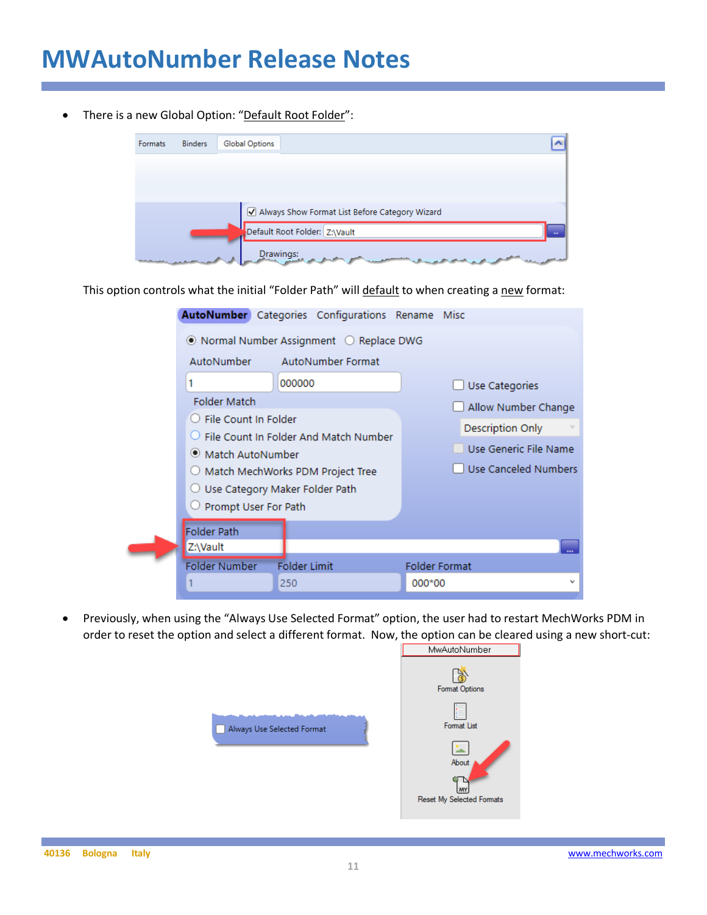# MWAutoNumber Release Notes

- There is a new Global Option: "Default Root Folder":

This option controls what the initial "Folder Path" will default to when creating a new format:

- Previously, when using the "Always Use Selected Format" option, the user had to restart MechWorks PDM in order to reset the option and select a different format. Now, the option can be cleared using a new short-cut: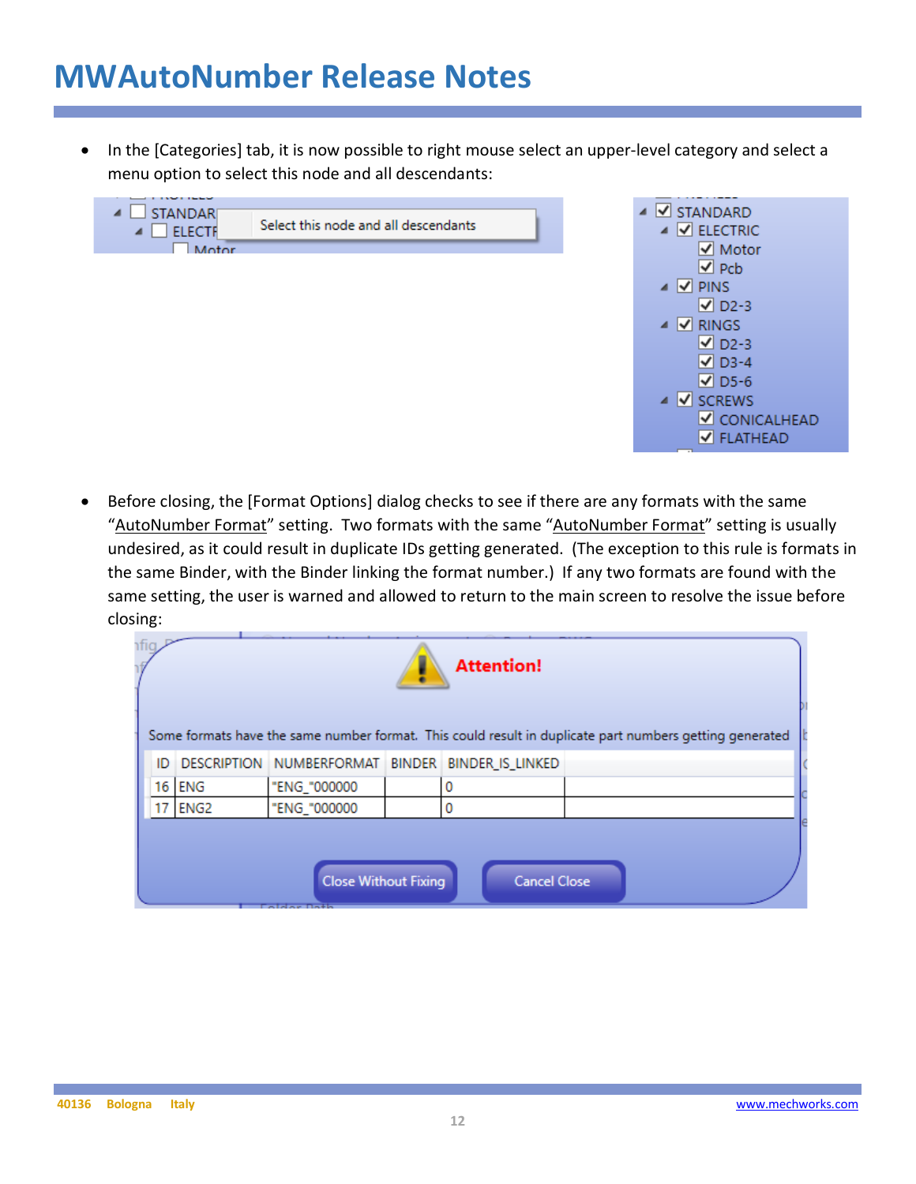# MWAutoNumber Release Notes

- In the [Categories] tab, it is now possible to right mouse select an upper-level category and select a menu option to select this node and all descendants:

- Before closing, the [Format Options] dialog checks to see if there are any formats with the same "AutoNumber Format" setting. Two formats with the same "AutoNumber Format" setting is usually undesired, as it could result in duplicate IDs getting generated. (The exception to this rule is formats in the same Binder, with the Binder linking the format number.) If any two formats are found with the same setting, the user is warned and allowed to return to the main screen to resolve the issue before closing: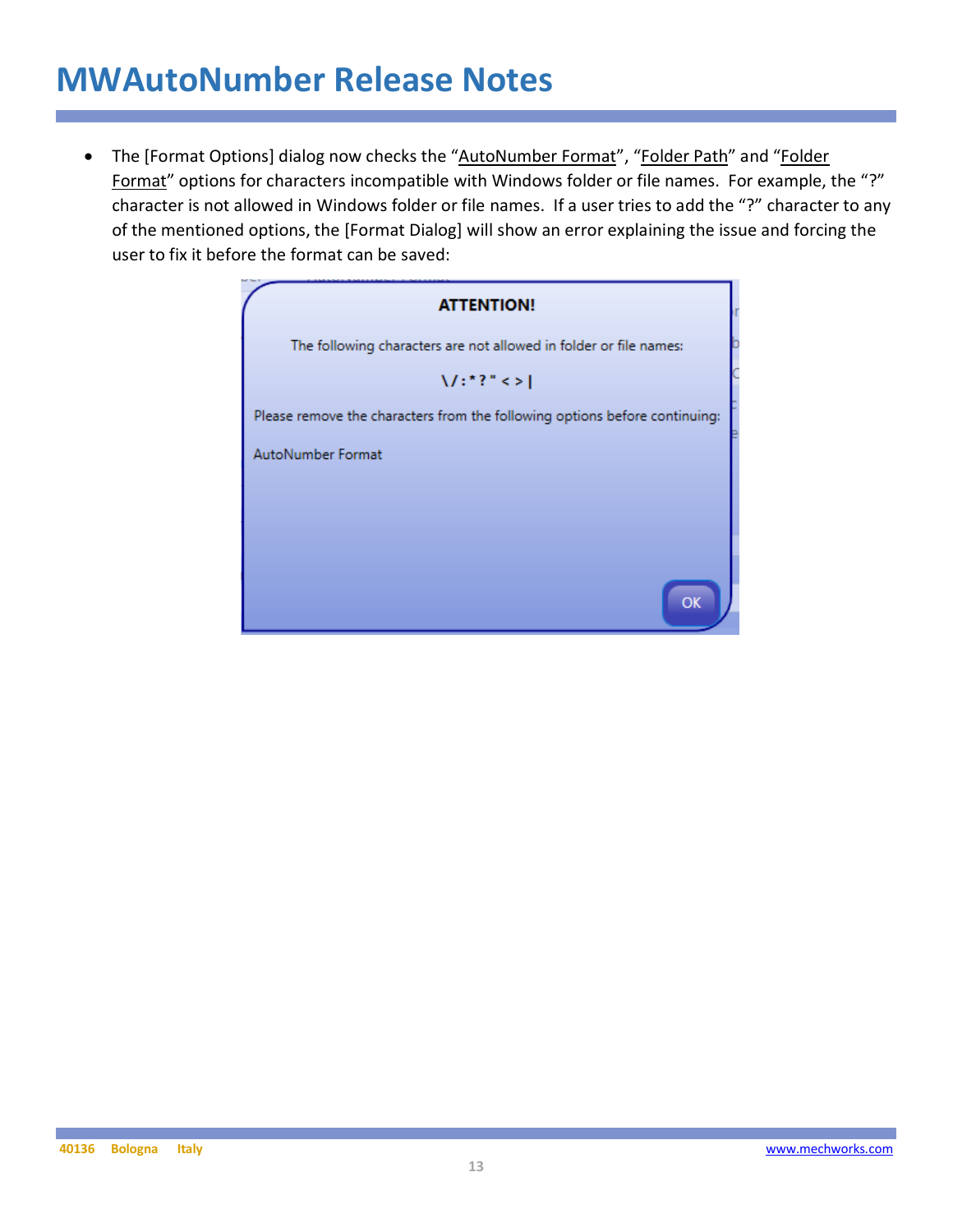# MWAutoNumber Release Notes

- The [Format Options] dialog now checks the "AutoNumber Format", "Folder Path" and "Folder Format" options for characters incompatible with Windows folder or file names. For example, the "?" character is not allowed in Windows folder or file names. If a user tries to add the "?" character to any of the mentioned options, the [Format Dialog] will show an error explaining the issue and forcing the user to fix it before the format can be saved:

**ATTENTION!**

The following characters are not allowed in folder or file names:

\ / : * ? " < > |

Please remove the characters from the following options before continuing:

AutoNumber Format

OK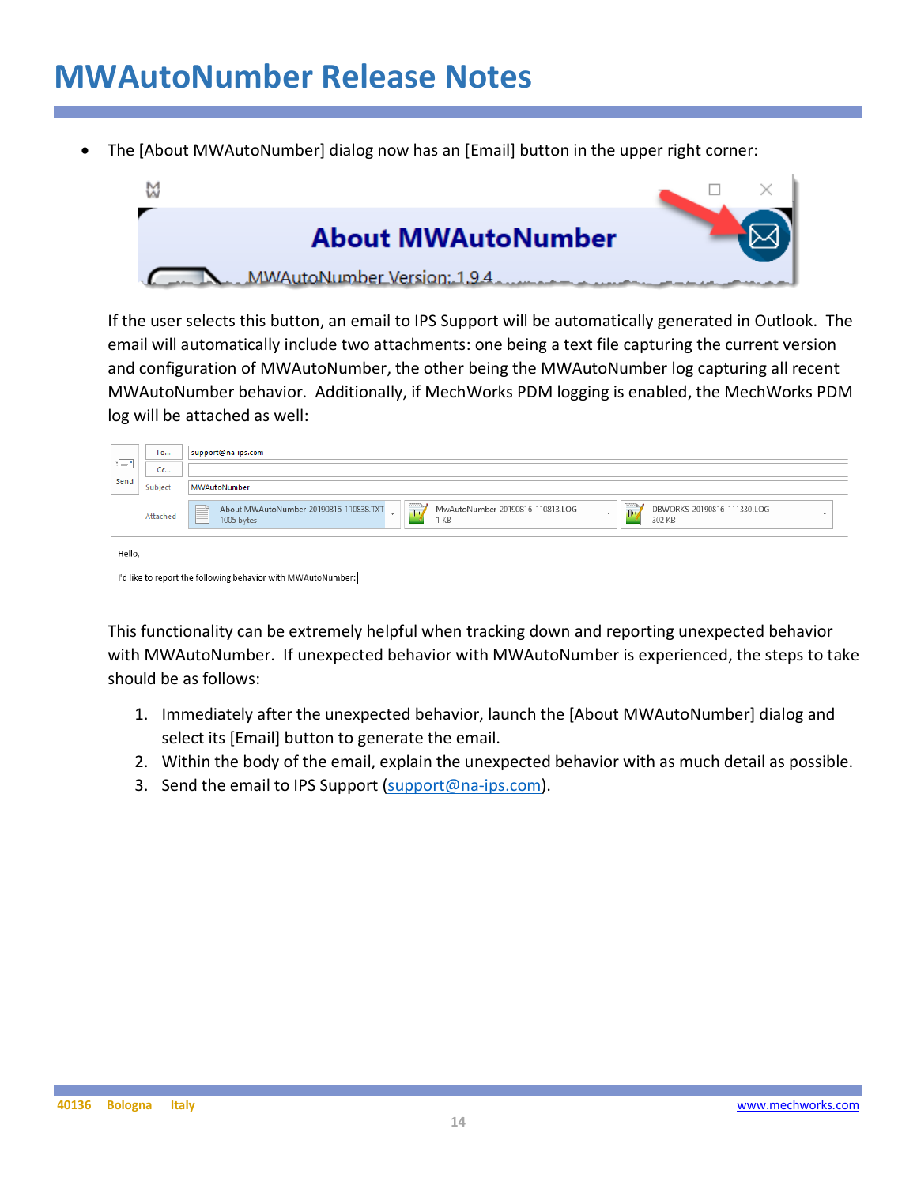# MWAutoNumber Release Notes

- The [About MWAutoNumber] dialog now has an [Email] button in the upper right corner:

  If the user selects this button, an email to IPS Support will be automatically generated in Outlook. The email will automatically include two attachments: one being a text file capturing the current version and configuration of MWAutoNumber, the other being the MWAutoNumber log capturing all recent MWAutoNumber behavior. Additionally, if MechWorks PDM logging is enabled, the MechWorks PDM log will be attached as well:

  This functionality can be extremely helpful when tracking down and reporting unexpected behavior with MWAutoNumber. If unexpected behavior with MWAutoNumber is experienced, the steps to take should be as follows:

  1. Immediately after the unexpected behavior, launch the [About MWAutoNumber] dialog and select its [Email] button to generate the email.
  2. Within the body of the email, explain the unexpected behavior with as much detail as possible.
  3. Send the email to IPS Support (support@na-ips.com).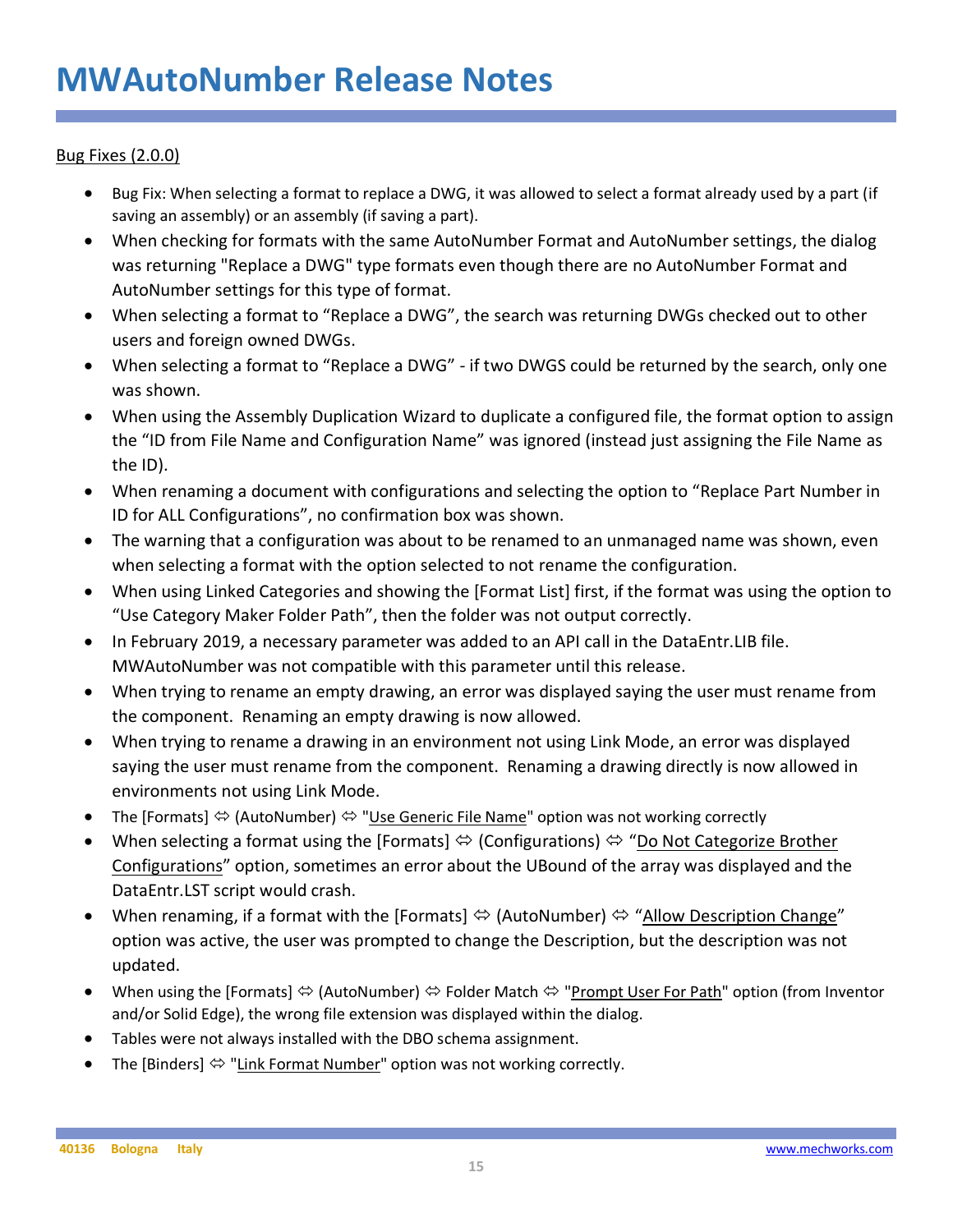# MWAutoNumber Release Notes

<u>Bug Fixes (2.0.0)</u>

- Bug Fix: When selecting a format to replace a DWG, it was allowed to select a format already used by a part (if saving an assembly) or an assembly (if saving a part).
- When checking for formats with the same AutoNumber Format and AutoNumber settings, the dialog was returning "Replace a DWG" type formats even though there are no AutoNumber Format and AutoNumber settings for this type of format.
- When selecting a format to “Replace a DWG”, the search was returning DWGs checked out to other users and foreign owned DWGs.
- When selecting a format to “Replace a DWG” - if two DWGS could be returned by the search, only one was shown.
- When using the Assembly Duplication Wizard to duplicate a configured file, the format option to assign the “ID from File Name and Configuration Name” was ignored (instead just assigning the File Name as the ID).
- When renaming a document with configurations and selecting the option to “Replace Part Number in ID for ALL Configurations”, no confirmation box was shown.
- The warning that a configuration was about to be renamed to an unmanaged name was shown, even when selecting a format with the option selected to not rename the configuration.
- When using Linked Categories and showing the [Format List] first, if the format was using the option to “Use Category Maker Folder Path”, then the folder was not output correctly.
- In February 2019, a necessary parameter was added to an API call in the DataEntr.LIB file. MWAutoNumber was not compatible with this parameter until this release.
- When trying to rename an empty drawing, an error was displayed saying the user must rename from the component. Renaming an empty drawing is now allowed.
- When trying to rename a drawing in an environment not using Link Mode, an error was displayed saying the user must rename from the component. Renaming a drawing directly is now allowed in environments not using Link Mode.
- The [Formats] ⇔ (AutoNumber) ⇔ "<u>Use Generic File Name</u>" option was not working correctly
- When selecting a format using the [Formats] ⇔ (Configurations) ⇔ “<u>Do Not Categorize Brother Configurations</u>” option, sometimes an error about the UBound of the array was displayed and the DataEntr.LST script would crash.
- When renaming, if a format with the [Formats] ⇔ (AutoNumber) ⇔ “<u>Allow Description Change</u>” option was active, the user was prompted to change the Description, but the description was not updated.
- When using the [Formats] ⇔ (AutoNumber) ⇔ Folder Match ⇔ "<u>Prompt User For Path</u>" option (from Inventor and/or Solid Edge), the wrong file extension was displayed within the dialog.
- Tables were not always installed with the DBO schema assignment.
- The [Binders] ⇔ "<u>Link Format Number</u>" option was not working correctly.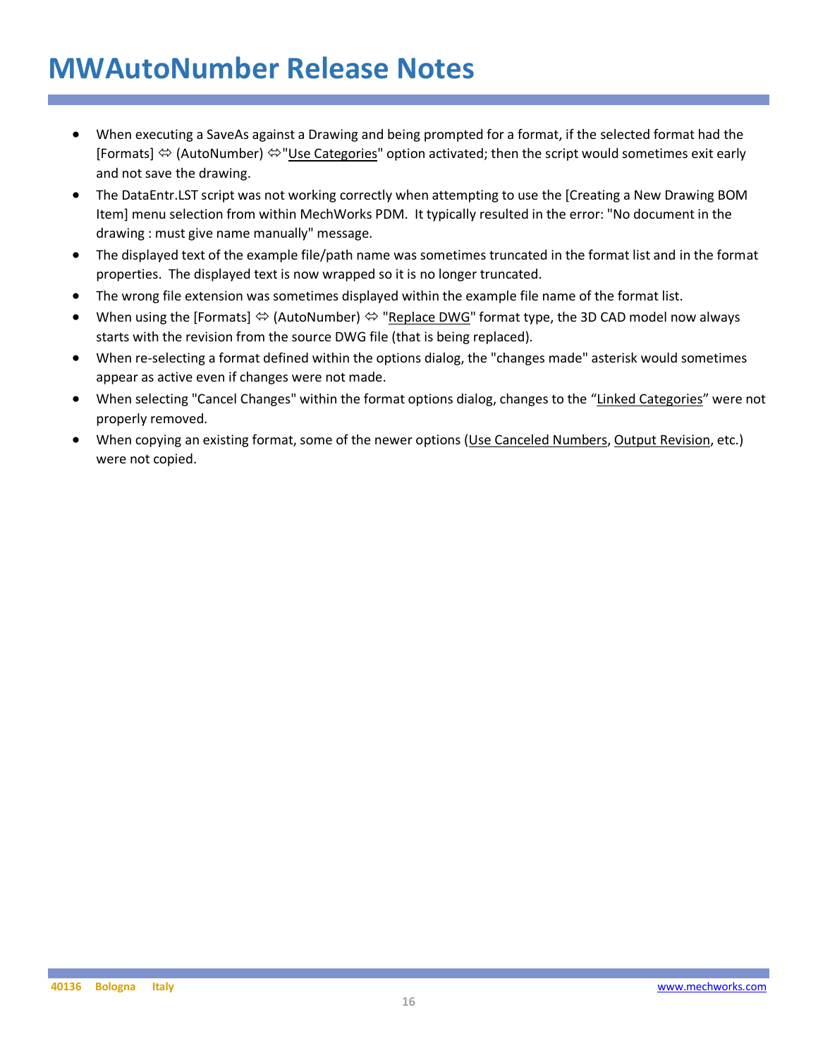# MWAutoNumber Release Notes

- When executing a SaveAs against a Drawing and being prompted for a format, if the selected format had the [Formats] ⇔ (AutoNumber) ⇔"Use Categories" option activated; then the script would sometimes exit early and not save the drawing.
- The DataEntr.LST script was not working correctly when attempting to use the [Creating a New Drawing BOM Item] menu selection from within MechWorks PDM. It typically resulted in the error: "No document in the drawing : must give name manually" message.
- The displayed text of the example file/path name was sometimes truncated in the format list and in the format properties. The displayed text is now wrapped so it is no longer truncated.
- The wrong file extension was sometimes displayed within the example file name of the format list.
- When using the [Formats] ⇔ (AutoNumber) ⇔ "Replace DWG" format type, the 3D CAD model now always starts with the revision from the source DWG file (that is being replaced).
- When re-selecting a format defined within the options dialog, the "changes made" asterisk would sometimes appear as active even if changes were not made.
- When selecting "Cancel Changes" within the format options dialog, changes to the "Linked Categories" were not properly removed.
- When copying an existing format, some of the newer options (Use Canceled Numbers, Output Revision, etc.) were not copied.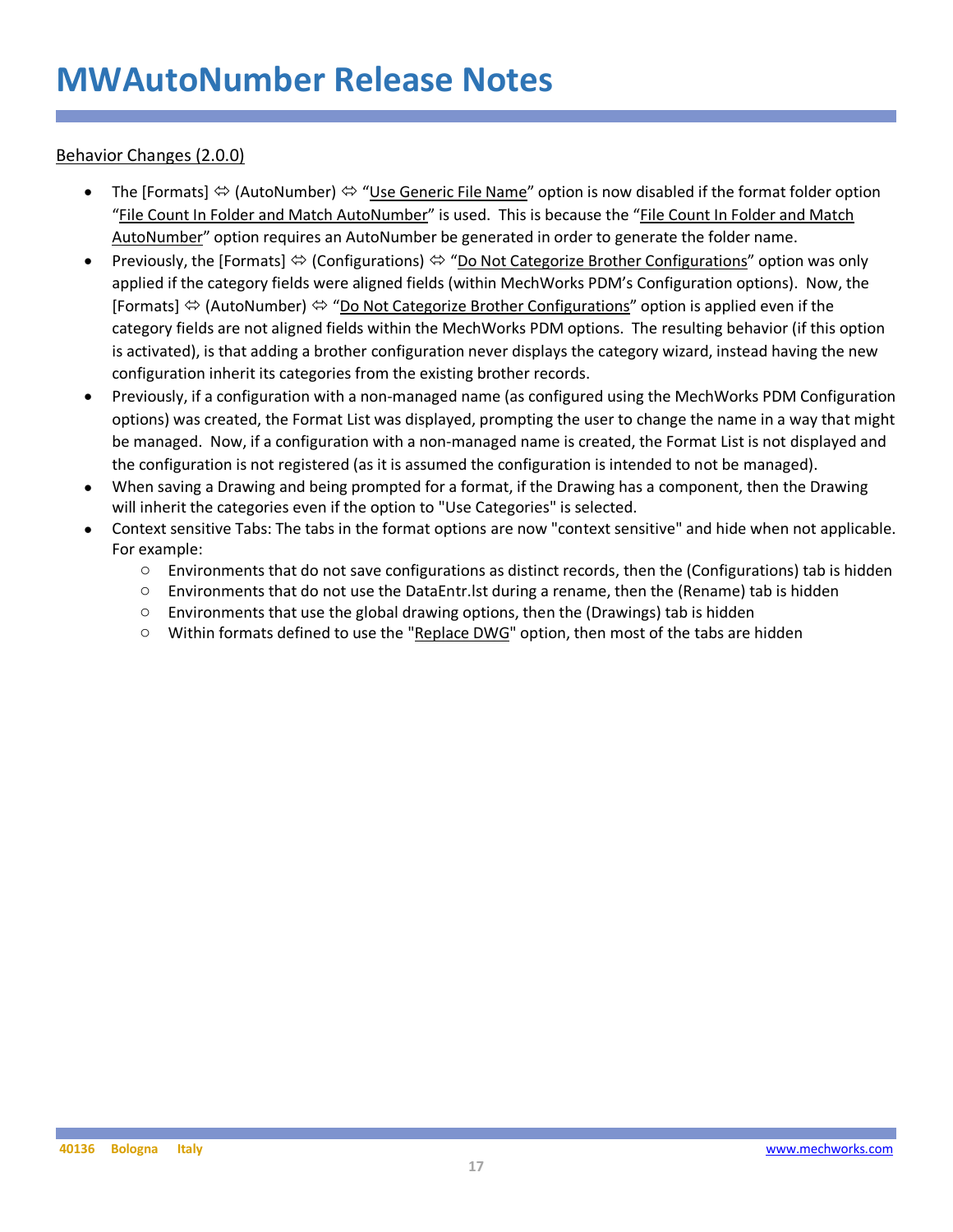# MWAutoNumber Release Notes

Behavior Changes (2.0.0)

- The [Formats] ⇔ (AutoNumber) ⇔ "Use Generic File Name" option is now disabled if the format folder option "File Count In Folder and Match AutoNumber" is used. This is because the "File Count In Folder and Match AutoNumber" option requires an AutoNumber be generated in order to generate the folder name.
- Previously, the [Formats] ⇔ (Configurations) ⇔ "Do Not Categorize Brother Configurations" option was only applied if the category fields were aligned fields (within MechWorks PDM's Configuration options). Now, the [Formats] ⇔ (AutoNumber) ⇔ "Do Not Categorize Brother Configurations" option is applied even if the category fields are not aligned fields within the MechWorks PDM options. The resulting behavior (if this option is activated), is that adding a brother configuration never displays the category wizard, instead having the new configuration inherit its categories from the existing brother records.
- Previously, if a configuration with a non-managed name (as configured using the MechWorks PDM Configuration options) was created, the Format List was displayed, prompting the user to change the name in a way that might be managed. Now, if a configuration with a non-managed name is created, the Format List is not displayed and the configuration is not registered (as it is assumed the configuration is intended to not be managed).
- When saving a Drawing and being prompted for a format, if the Drawing has a component, then the Drawing will inherit the categories even if the option to "Use Categories" is selected.
- Context sensitive Tabs: The tabs in the format options are now "context sensitive" and hide when not applicable. For example:
  - Environments that do not save configurations as distinct records, then the (Configurations) tab is hidden
  - Environments that do not use the DataEntr.lst during a rename, then the (Rename) tab is hidden
  - Environments that use the global drawing options, then the (Drawings) tab is hidden
  - Within formats defined to use the "Replace DWG" option, then most of the tabs are hidden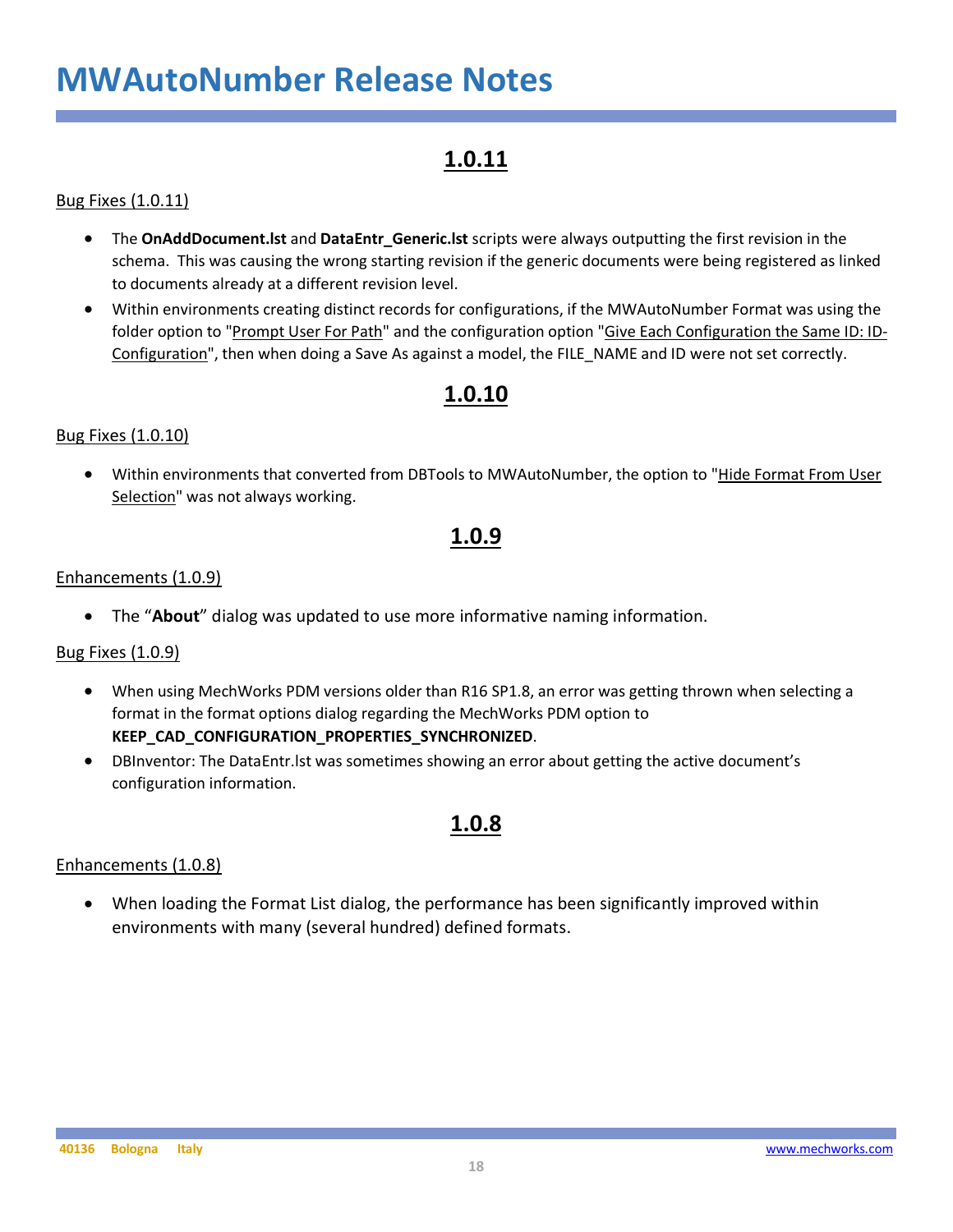# MWAutoNumber Release Notes

## 1.0.11

Bug Fixes (1.0.11)

- The **OnAddDocument.lst** and **DataEntr_Generic.lst** scripts were always outputting the first revision in the schema. This was causing the wrong starting revision if the generic documents were being registered as linked to documents already at a different revision level.
- Within environments creating distinct records for configurations, if the MWAutoNumber Format was using the folder option to "Prompt User For Path" and the configuration option "Give Each Configuration the Same ID: ID-Configuration", then when doing a Save As against a model, the FILE_NAME and ID were not set correctly.

## 1.0.10

Bug Fixes (1.0.10)

- Within environments that converted from DBTools to MWAutoNumber, the option to "Hide Format From User Selection" was not always working.

## 1.0.9

Enhancements (1.0.9)

- The "**About**" dialog was updated to use more informative naming information.

Bug Fixes (1.0.9)

- When using MechWorks PDM versions older than R16 SP1.8, an error was getting thrown when selecting a format in the format options dialog regarding the MechWorks PDM option to **KEEP_CAD_CONFIGURATION_PROPERTIES_SYNCHRONIZED**.
- DBInventor: The DataEntr.lst was sometimes showing an error about getting the active document's configuration information.

## 1.0.8

Enhancements (1.0.8)

- When loading the Format List dialog, the performance has been significantly improved within environments with many (several hundred) defined formats.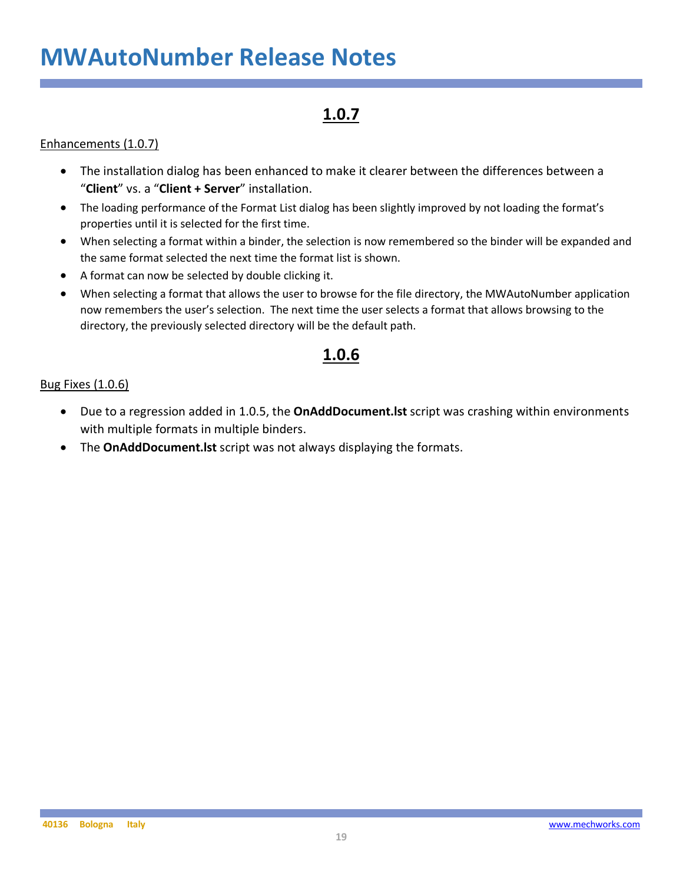# MWAutoNumber Release Notes

## 1.0.7

Enhancements (1.0.7)

- The installation dialog has been enhanced to make it clearer between the differences between a "**Client**" vs. a "**Client + Server**" installation.
- The loading performance of the Format List dialog has been slightly improved by not loading the format's properties until it is selected for the first time.
- When selecting a format within a binder, the selection is now remembered so the binder will be expanded and the same format selected the next time the format list is shown.
- A format can now be selected by double clicking it.
- When selecting a format that allows the user to browse for the file directory, the MWAutoNumber application now remembers the user's selection. The next time the user selects a format that allows browsing to the directory, the previously selected directory will be the default path.

## 1.0.6

Bug Fixes (1.0.6)

- Due to a regression added in 1.0.5, the **OnAddDocument.lst** script was crashing within environments with multiple formats in multiple binders.
- The **OnAddDocument.lst** script was not always displaying the formats.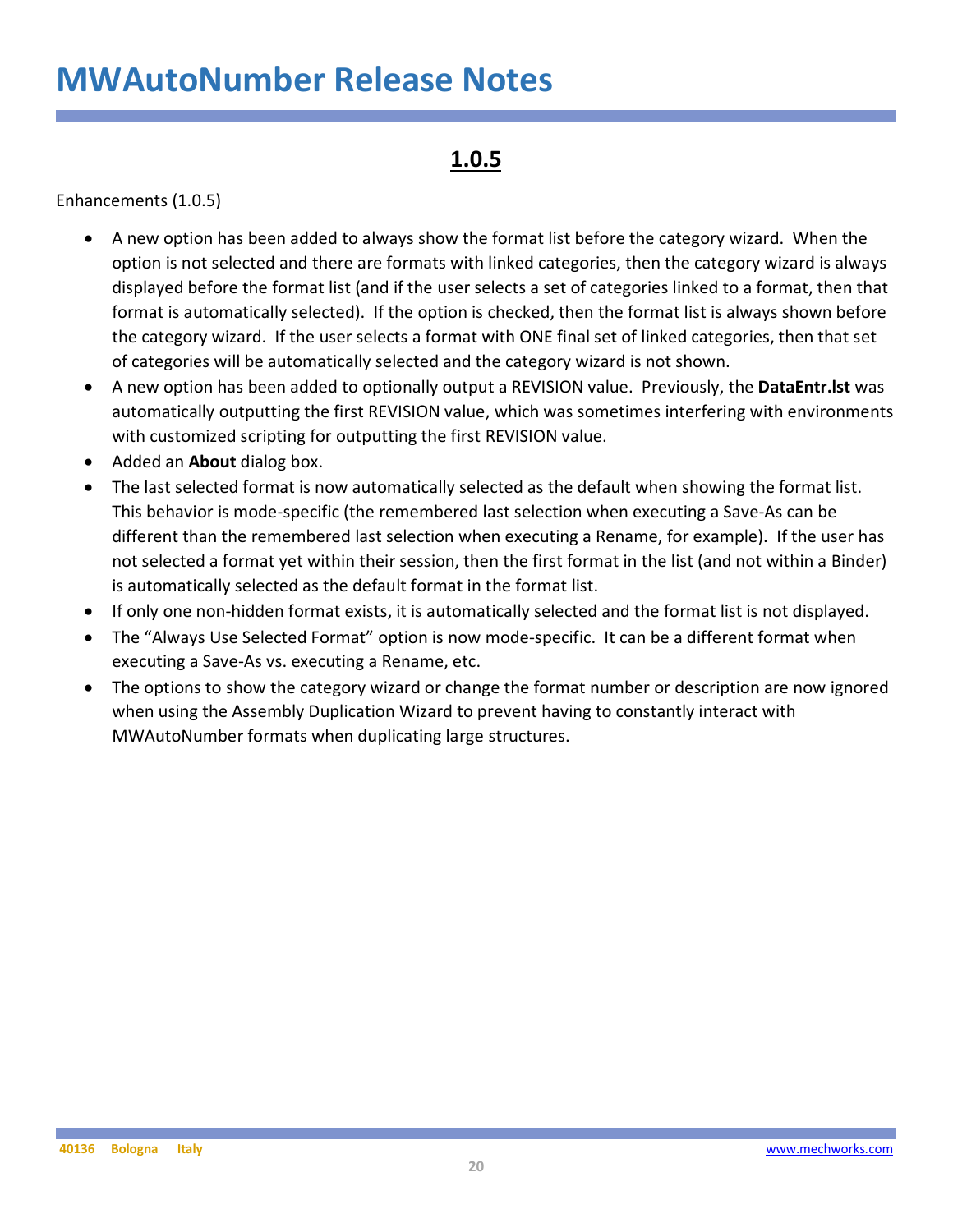# MWAutoNumber Release Notes

## 1.0.5

<u>Enhancements (1.0.5)</u>

- A new option has been added to always show the format list before the category wizard. When the option is not selected and there are formats with linked categories, then the category wizard is always displayed before the format list (and if the user selects a set of categories linked to a format, then that format is automatically selected). If the option is checked, then the format list is always shown before the category wizard. If the user selects a format with ONE final set of linked categories, then that set of categories will be automatically selected and the category wizard is not shown.
- A new option has been added to optionally output a REVISION value. Previously, the **DataEntr.lst** was automatically outputting the first REVISION value, which was sometimes interfering with environments with customized scripting for outputting the first REVISION value.
- Added an **About** dialog box.
- The last selected format is now automatically selected as the default when showing the format list. This behavior is mode-specific (the remembered last selection when executing a Save-As can be different than the remembered last selection when executing a Rename, for example). If the user has not selected a format yet within their session, then the first format in the list (and not within a Binder) is automatically selected as the default format in the format list.
- If only one non-hidden format exists, it is automatically selected and the format list is not displayed.
- The "<u>Always Use Selected Format</u>" option is now mode-specific. It can be a different format when executing a Save-As vs. executing a Rename, etc.
- The options to show the category wizard or change the format number or description are now ignored when using the Assembly Duplication Wizard to prevent having to constantly interact with MWAutoNumber formats when duplicating large structures.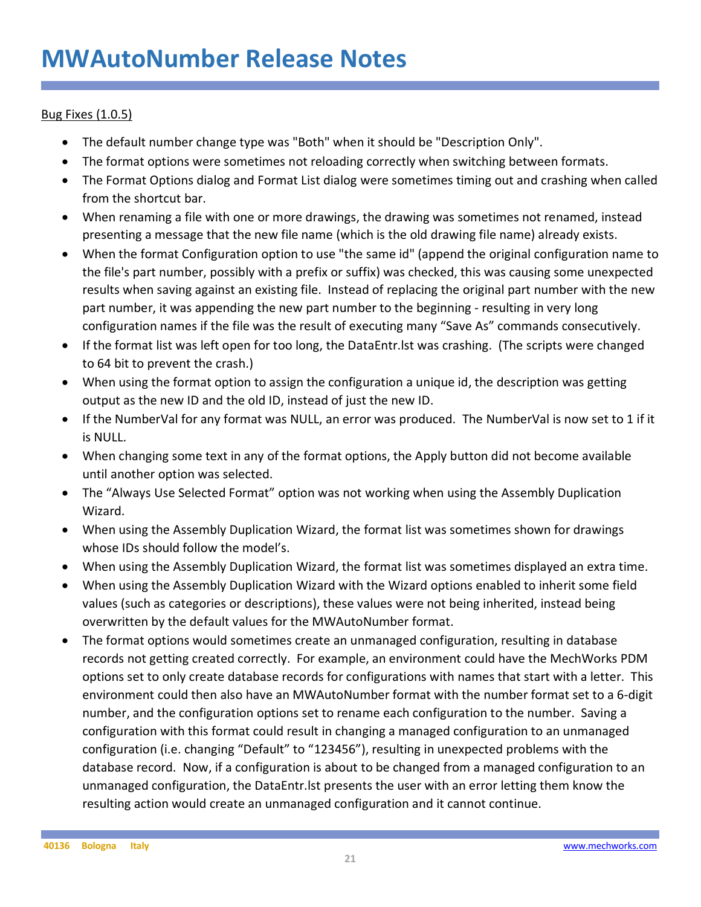# MWAutoNumber Release Notes

Bug Fixes (1.0.5)

- The default number change type was "Both" when it should be "Description Only".
- The format options were sometimes not reloading correctly when switching between formats.
- The Format Options dialog and Format List dialog were sometimes timing out and crashing when called from the shortcut bar.
- When renaming a file with one or more drawings, the drawing was sometimes not renamed, instead presenting a message that the new file name (which is the old drawing file name) already exists.
- When the format Configuration option to use "the same id" (append the original configuration name to the file's part number, possibly with a prefix or suffix) was checked, this was causing some unexpected results when saving against an existing file. Instead of replacing the original part number with the new part number, it was appending the new part number to the beginning - resulting in very long configuration names if the file was the result of executing many “Save As” commands consecutively.
- If the format list was left open for too long, the DataEntr.lst was crashing. (The scripts were changed to 64 bit to prevent the crash.)
- When using the format option to assign the configuration a unique id, the description was getting output as the new ID and the old ID, instead of just the new ID.
- If the NumberVal for any format was NULL, an error was produced. The NumberVal is now set to 1 if it is NULL.
- When changing some text in any of the format options, the Apply button did not become available until another option was selected.
- The “Always Use Selected Format” option was not working when using the Assembly Duplication Wizard.
- When using the Assembly Duplication Wizard, the format list was sometimes shown for drawings whose IDs should follow the model’s.
- When using the Assembly Duplication Wizard, the format list was sometimes displayed an extra time.
- When using the Assembly Duplication Wizard with the Wizard options enabled to inherit some field values (such as categories or descriptions), these values were not being inherited, instead being overwritten by the default values for the MWAutoNumber format.
- The format options would sometimes create an unmanaged configuration, resulting in database records not getting created correctly. For example, an environment could have the MechWorks PDM options set to only create database records for configurations with names that start with a letter. This environment could then also have an MWAutoNumber format with the number format set to a 6-digit number, and the configuration options set to rename each configuration to the number. Saving a configuration with this format could result in changing a managed configuration to an unmanaged configuration (i.e. changing “Default” to “123456”), resulting in unexpected problems with the database record. Now, if a configuration is about to be changed from a managed configuration to an unmanaged configuration, the DataEntr.lst presents the user with an error letting them know the resulting action would create an unmanaged configuration and it cannot continue.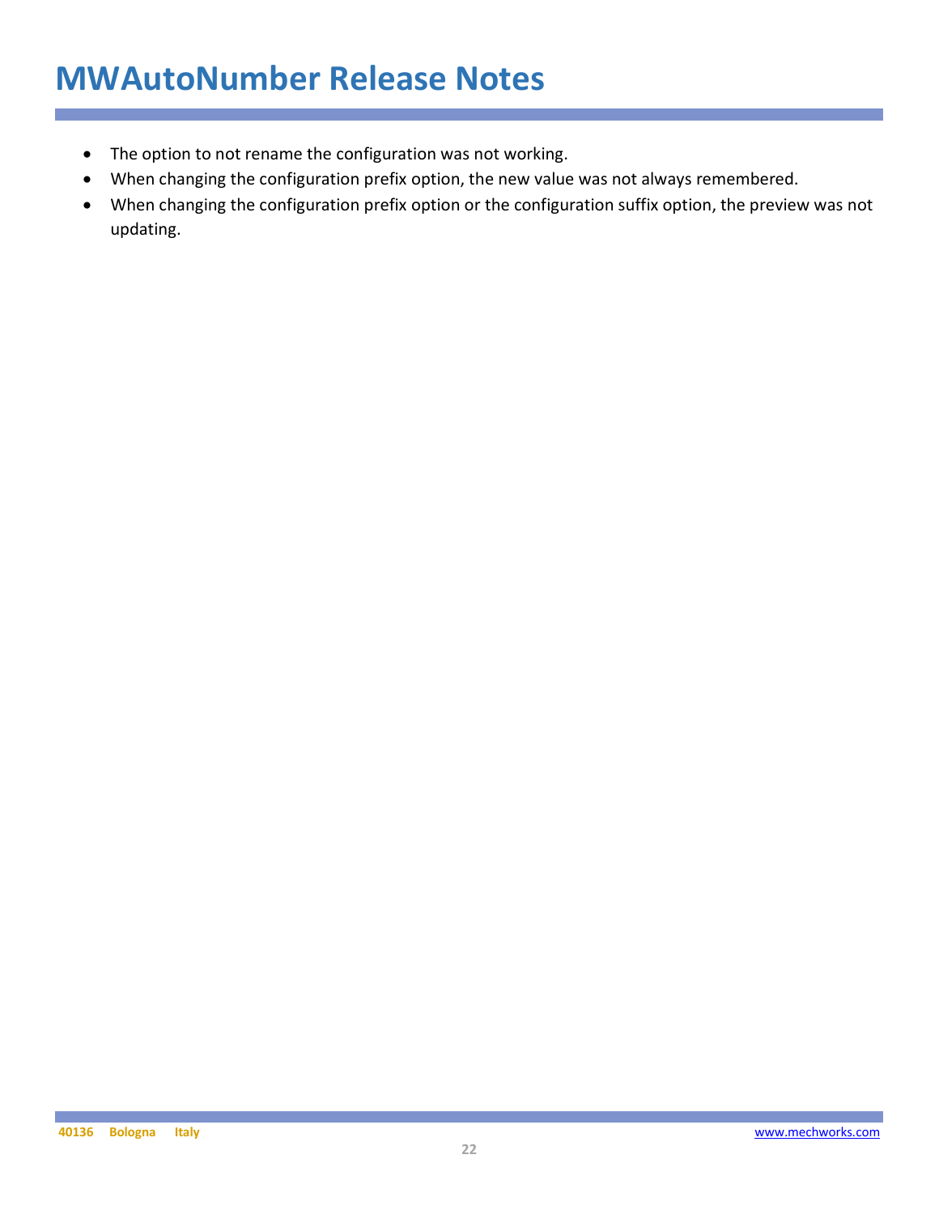- The option to not rename the configuration was not working.
- When changing the configuration prefix option, the new value was not always remembered.
- When changing the configuration prefix option or the configuration suffix option, the preview was not updating.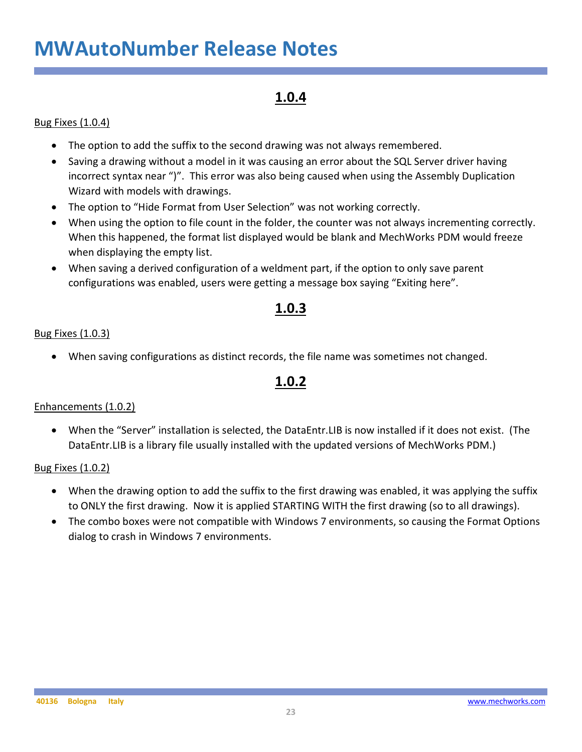# MWAutoNumber Release Notes

## 1.0.4

Bug Fixes (1.0.4)

- The option to add the suffix to the second drawing was not always remembered.
- Saving a drawing without a model in it was causing an error about the SQL Server driver having incorrect syntax near ")". This error was also being caused when using the Assembly Duplication Wizard with models with drawings.
- The option to "Hide Format from User Selection" was not working correctly.
- When using the option to file count in the folder, the counter was not always incrementing correctly. When this happened, the format list displayed would be blank and MechWorks PDM would freeze when displaying the empty list.
- When saving a derived configuration of a weldment part, if the option to only save parent configurations was enabled, users were getting a message box saying "Exiting here".

## 1.0.3

Bug Fixes (1.0.3)

- When saving configurations as distinct records, the file name was sometimes not changed.

## 1.0.2

Enhancements (1.0.2)

- When the "Server" installation is selected, the DataEntr.LIB is now installed if it does not exist. (The DataEntr.LIB is a library file usually installed with the updated versions of MechWorks PDM.)

Bug Fixes (1.0.2)

- When the drawing option to add the suffix to the first drawing was enabled, it was applying the suffix to ONLY the first drawing. Now it is applied STARTING WITH the first drawing (so to all drawings).
- The combo boxes were not compatible with Windows 7 environments, so causing the Format Options dialog to crash in Windows 7 environments.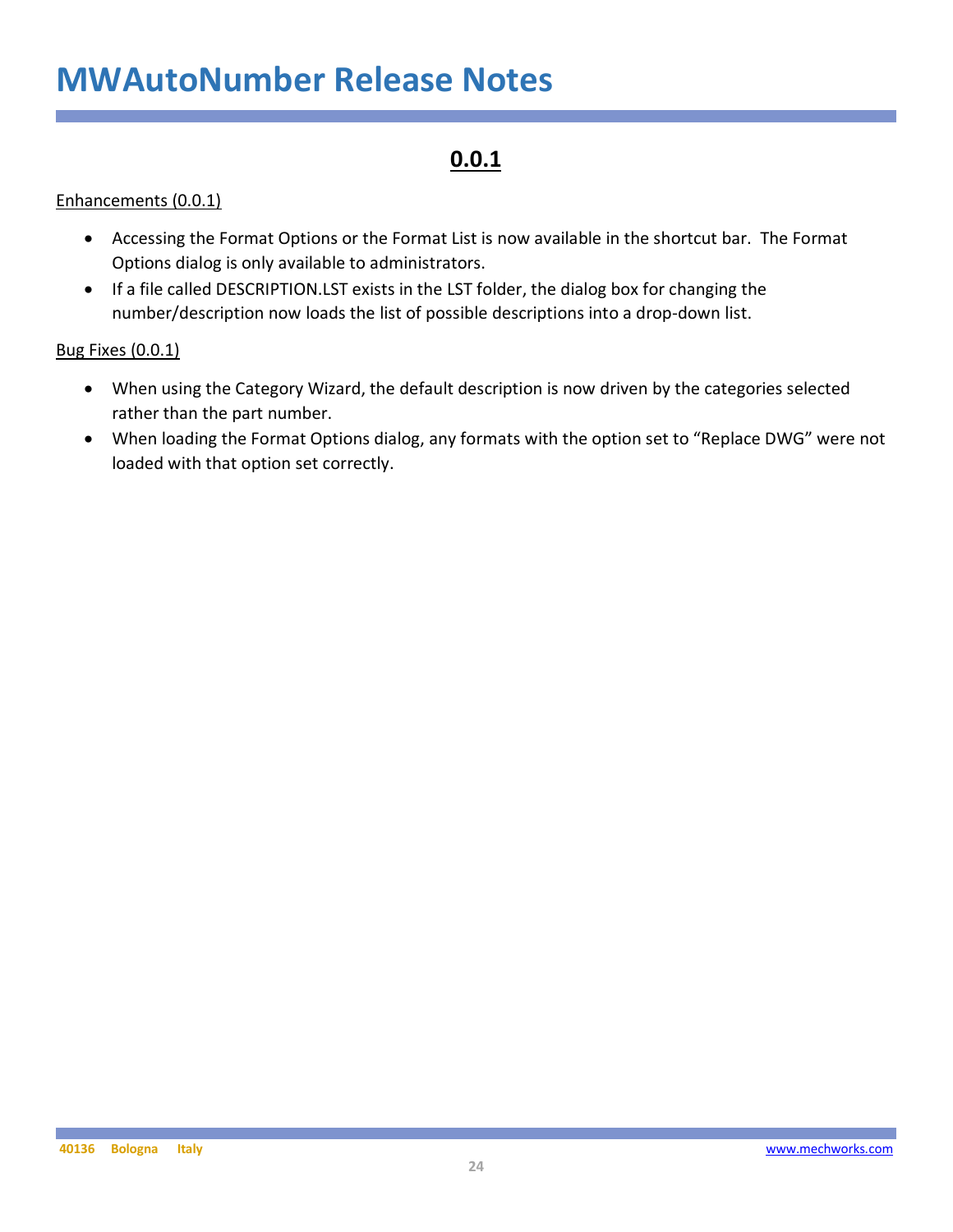# MWAutoNumber Release Notes

## 0.0.1

Enhancements (0.0.1)

- Accessing the Format Options or the Format List is now available in the shortcut bar. The Format Options dialog is only available to administrators.
- If a file called DESCRIPTION.LST exists in the LST folder, the dialog box for changing the number/description now loads the list of possible descriptions into a drop-down list.

Bug Fixes (0.0.1)

- When using the Category Wizard, the default description is now driven by the categories selected rather than the part number.
- When loading the Format Options dialog, any formats with the option set to “Replace DWG” were not loaded with that option set correctly.